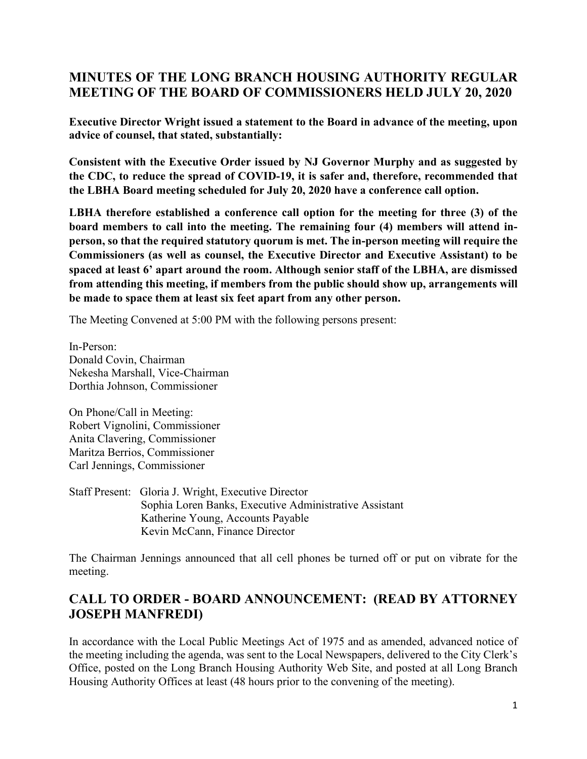# MINUTES OF THE LONG BRANCH HOUSING AUTHORITY REGULAR MEETING OF THE BOARD OF COMMISSIONERS HELD JULY 20, 2020

**Executive Director Wright issued a statement to the Board in advance of the meeting, upon advice of counsel, that stated, substantially:**

**Consistent with the Executive Order issued by NJ Governor Murphy and as suggested by the CDC, to reduce the spread of COVID-19, it is safer and, therefore, recommended that the LBHA Board meeting scheduled for July 20, 2020 have a conference call option.**

**LBHA therefore established a conference call option for the meeting for three (3) of the board members to call into the meeting. The remaining four (4) members will attend in-person, so that the required statutory quorum is met. The in-person meeting will require the Commissioners (as well as counsel, the Executive Director and Executive Assistant) to be spaced at least 6' apart around the room. Although senior staff of the LBHA, are dismissed from attending this meeting, if members from the public should show up, arrangements will be made to space them at least six feet apart from any other person.**

The Meeting Convened at 5:00 PM with the following persons present:

In-Person:
Donald Covin, Chairman
Nekesha Marshall, Vice-Chairman
Dorthia Johnson, Commissioner

On Phone/Call in Meeting:
Robert Vignolini, Commissioner
Anita Clavering, Commissioner
Maritza Berrios, Commissioner
Carl Jennings, Commissioner

Staff Present: Gloria J. Wright, Executive Director
Sophia Loren Banks, Executive Administrative Assistant
Katherine Young, Accounts Payable
Kevin McCann, Finance Director

The Chairman Jennings announced that all cell phones be turned off or put on vibrate for the meeting.

## CALL TO ORDER - BOARD ANNOUNCEMENT: (READ BY ATTORNEY JOSEPH MANFREDI)

In accordance with the Local Public Meetings Act of 1975 and as amended, advanced notice of the meeting including the agenda, was sent to the Local Newspapers, delivered to the City Clerk's Office, posted on the Long Branch Housing Authority Web Site, and posted at all Long Branch Housing Authority Offices at least (48 hours prior to the convening of the meeting).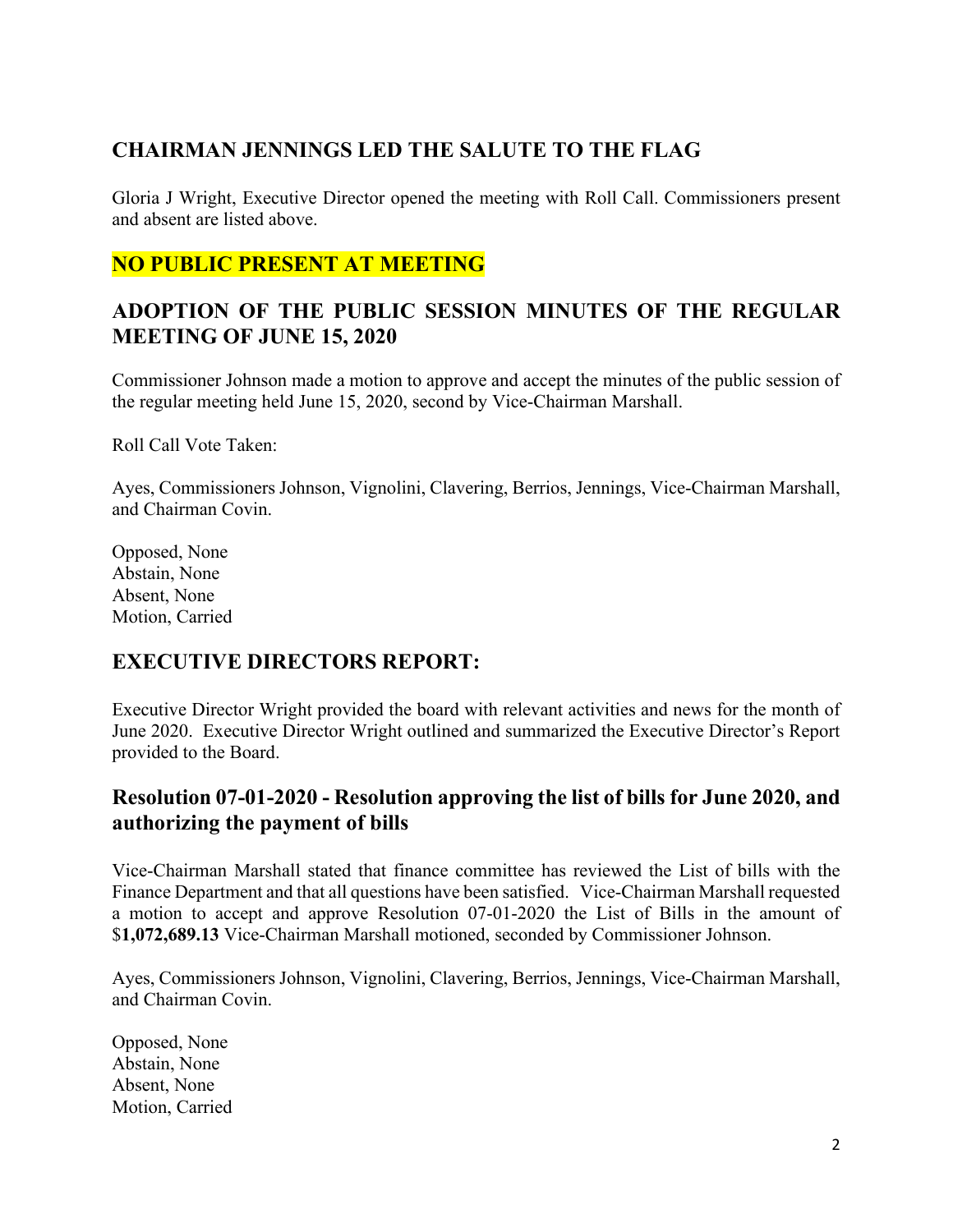## CHAIRMAN JENNINGS LED THE SALUTE TO THE FLAG

Gloria J Wright, Executive Director opened the meeting with Roll Call. Commissioners present and absent are listed above.

## NO PUBLIC PRESENT AT MEETING

## ADOPTION OF THE PUBLIC SESSION MINUTES OF THE REGULAR MEETING OF JUNE 15, 2020

Commissioner Johnson made a motion to approve and accept the minutes of the public session of the regular meeting held June 15, 2020, second by Vice-Chairman Marshall.

Roll Call Vote Taken:

Ayes, Commissioners Johnson, Vignolini, Clavering, Berrios, Jennings, Vice-Chairman Marshall, and Chairman Covin.

Opposed, None
Abstain, None
Absent, None
Motion, Carried

## EXECUTIVE DIRECTORS REPORT:

Executive Director Wright provided the board with relevant activities and news for the month of June 2020. Executive Director Wright outlined and summarized the Executive Director's Report provided to the Board.

### Resolution 07-01-2020 - Resolution approving the list of bills for June 2020, and authorizing the payment of bills

Vice-Chairman Marshall stated that finance committee has reviewed the List of bills with the Finance Department and that all questions have been satisfied. Vice-Chairman Marshall requested a motion to accept and approve Resolution 07-01-2020 the List of Bills in the amount of $**1,072,689.13** Vice-Chairman Marshall motioned, seconded by Commissioner Johnson.

Ayes, Commissioners Johnson, Vignolini, Clavering, Berrios, Jennings, Vice-Chairman Marshall, and Chairman Covin.

Opposed, None
Abstain, None
Absent, None
Motion, Carried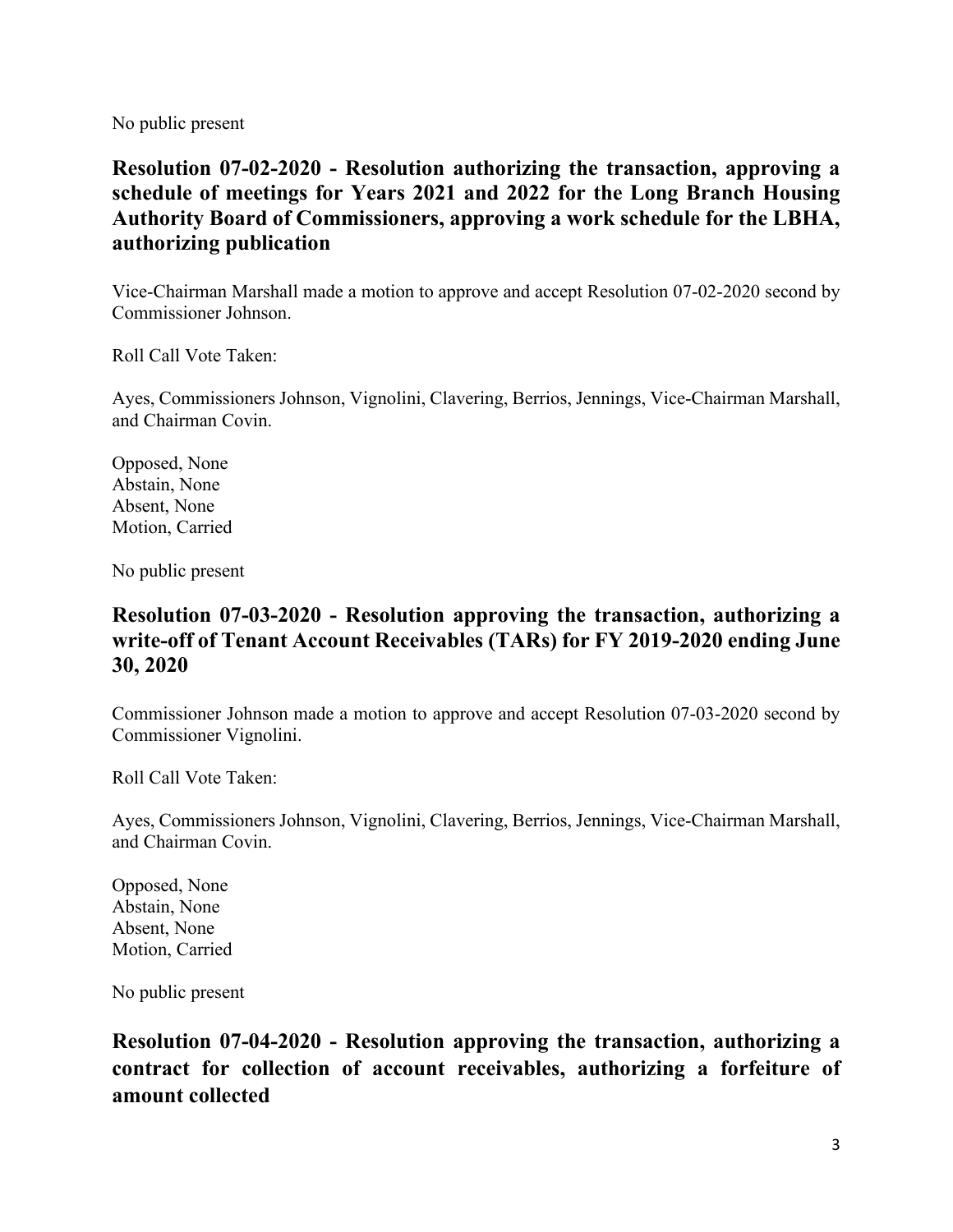No public present

### Resolution 07-02-2020 - Resolution authorizing the transaction, approving a schedule of meetings for Years 2021 and 2022 for the Long Branch Housing Authority Board of Commissioners, approving a work schedule for the LBHA, authorizing publication

Vice-Chairman Marshall made a motion to approve and accept Resolution 07-02-2020 second by Commissioner Johnson.

Roll Call Vote Taken:

Ayes, Commissioners Johnson, Vignolini, Clavering, Berrios, Jennings, Vice-Chairman Marshall, and Chairman Covin.

Opposed, None
Abstain, None
Absent, None
Motion, Carried

No public present

### Resolution 07-03-2020 - Resolution approving the transaction, authorizing a write-off of Tenant Account Receivables (TARs) for FY 2019-2020 ending June 30, 2020

Commissioner Johnson made a motion to approve and accept Resolution 07-03-2020 second by Commissioner Vignolini.

Roll Call Vote Taken:

Ayes, Commissioners Johnson, Vignolini, Clavering, Berrios, Jennings, Vice-Chairman Marshall, and Chairman Covin.

Opposed, None
Abstain, None
Absent, None
Motion, Carried

No public present

### Resolution 07-04-2020 - Resolution approving the transaction, authorizing a contract for collection of account receivables, authorizing a forfeiture of amount collected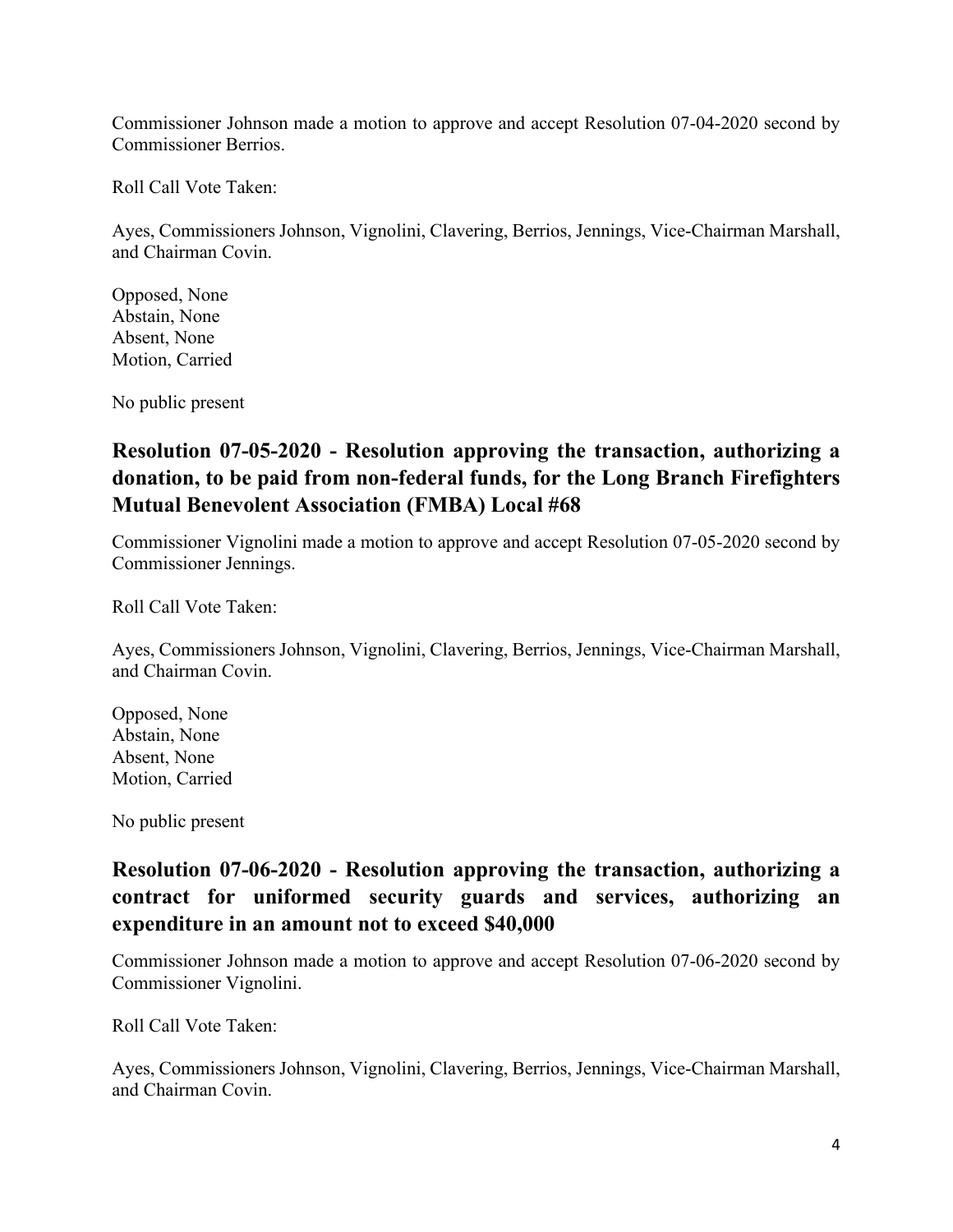Commissioner Johnson made a motion to approve and accept Resolution 07-04-2020 second by Commissioner Berrios.

Roll Call Vote Taken:

Ayes, Commissioners Johnson, Vignolini, Clavering, Berrios, Jennings, Vice-Chairman Marshall, and Chairman Covin.

Opposed, None
Abstain, None
Absent, None
Motion, Carried

No public present

## Resolution 07-05-2020 - Resolution approving the transaction, authorizing a donation, to be paid from non-federal funds, for the Long Branch Firefighters Mutual Benevolent Association (FMBA) Local #68

Commissioner Vignolini made a motion to approve and accept Resolution 07-05-2020 second by Commissioner Jennings.

Roll Call Vote Taken:

Ayes, Commissioners Johnson, Vignolini, Clavering, Berrios, Jennings, Vice-Chairman Marshall, and Chairman Covin.

Opposed, None
Abstain, None
Absent, None
Motion, Carried

No public present

## Resolution 07-06-2020 - Resolution approving the transaction, authorizing a contract for uniformed security guards and services, authorizing an expenditure in an amount not to exceed $40,000

Commissioner Johnson made a motion to approve and accept Resolution 07-06-2020 second by Commissioner Vignolini.

Roll Call Vote Taken:

Ayes, Commissioners Johnson, Vignolini, Clavering, Berrios, Jennings, Vice-Chairman Marshall, and Chairman Covin.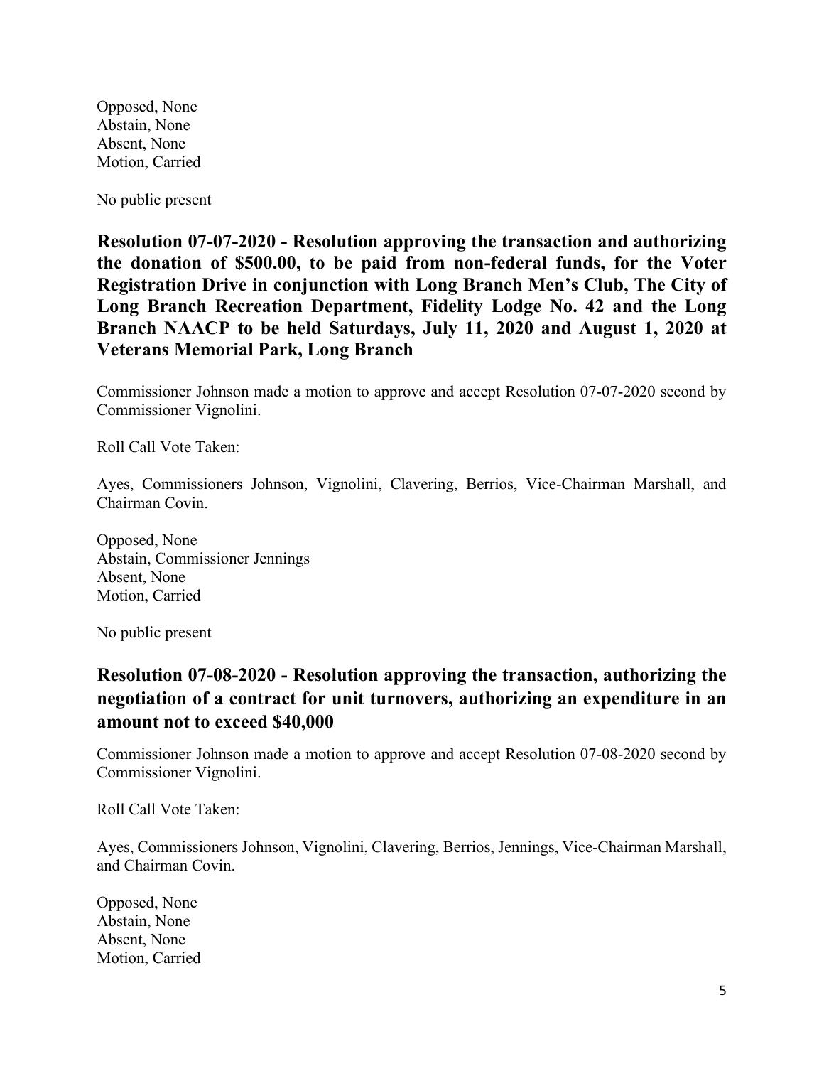Opposed, None
Abstain, None
Absent, None
Motion, Carried

No public present

**Resolution 07-07-2020 - Resolution approving the transaction and authorizing the donation of $500.00, to be paid from non-federal funds, for the Voter Registration Drive in conjunction with Long Branch Men's Club, The City of Long Branch Recreation Department, Fidelity Lodge No. 42 and the Long Branch NAACP to be held Saturdays, July 11, 2020 and August 1, 2020 at Veterans Memorial Park, Long Branch**

Commissioner Johnson made a motion to approve and accept Resolution 07-07-2020 second by Commissioner Vignolini.

Roll Call Vote Taken:

Ayes, Commissioners Johnson, Vignolini, Clavering, Berrios, Vice-Chairman Marshall, and Chairman Covin.

Opposed, None
Abstain, Commissioner Jennings
Absent, None
Motion, Carried

No public present

**Resolution 07-08-2020 - Resolution approving the transaction, authorizing the negotiation of a contract for unit turnovers, authorizing an expenditure in an amount not to exceed $40,000**

Commissioner Johnson made a motion to approve and accept Resolution 07-08-2020 second by Commissioner Vignolini.

Roll Call Vote Taken:

Ayes, Commissioners Johnson, Vignolini, Clavering, Berrios, Jennings, Vice-Chairman Marshall, and Chairman Covin.

Opposed, None
Abstain, None
Absent, None
Motion, Carried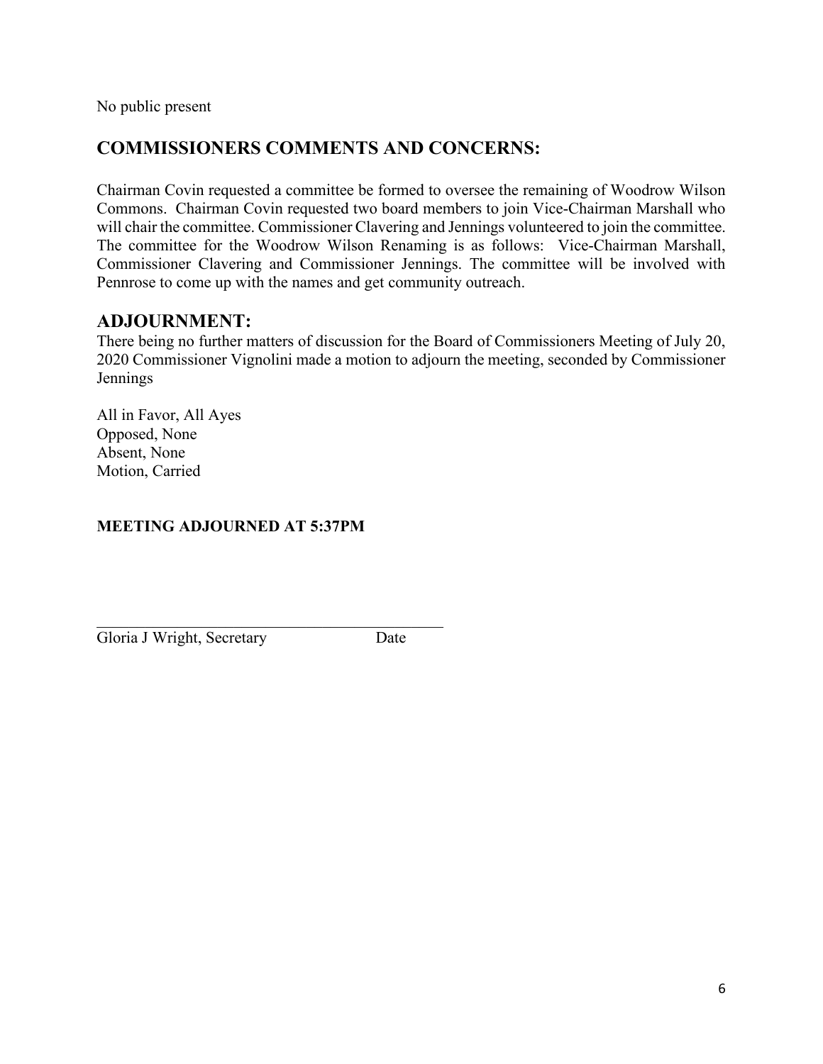No public present

## COMMISSIONERS COMMENTS AND CONCERNS:

Chairman Covin requested a committee be formed to oversee the remaining of Woodrow Wilson Commons. Chairman Covin requested two board members to join Vice-Chairman Marshall who will chair the committee. Commissioner Clavering and Jennings volunteered to join the committee. The committee for the Woodrow Wilson Renaming is as follows: Vice-Chairman Marshall, Commissioner Clavering and Commissioner Jennings. The committee will be involved with Pennrose to come up with the names and get community outreach.

## ADJOURNMENT:

There being no further matters of discussion for the Board of Commissioners Meeting of July 20, 2020 Commissioner Vignolini made a motion to adjourn the meeting, seconded by Commissioner Jennings

All in Favor, All Ayes
Opposed, None
Absent, None
Motion, Carried

**MEETING ADJOURNED AT 5:37PM**

\_\_\_\_\_\_\_\_\_\_\_\_\_\_\_\_\_\_\_\_\_\_\_\_\_\_\_\_\_\_\_\_\_\_\_\_\_\_\_\_\_\_\_\_
Gloria J Wright, Secretary                    Date